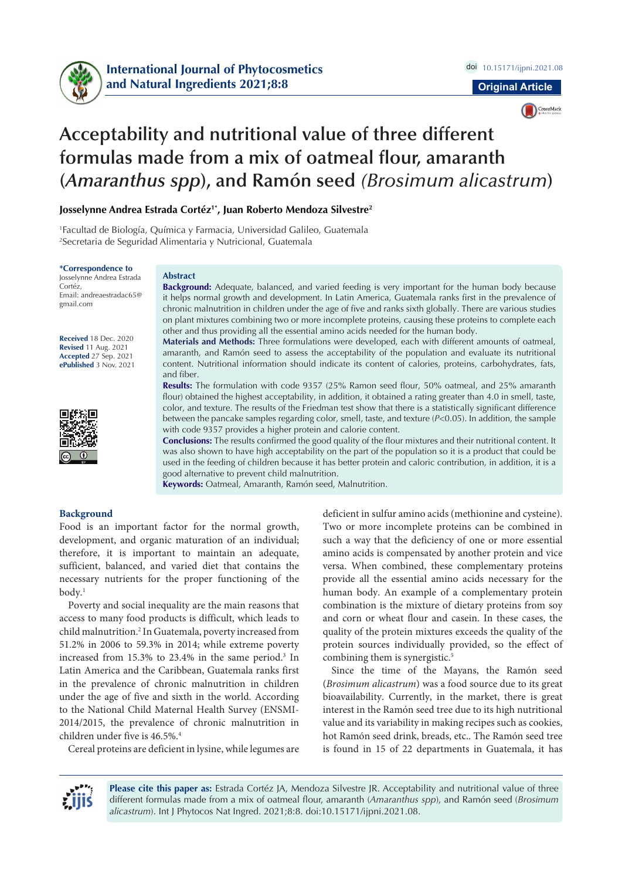Original Article

# Acceptability and nutritional value of three different formulas made from a mix of oatmeal flour, amaranth (*Amaranthus spp*), and Ramón seed *(Brosimum alicastrum*)

**Josselynne Andrea Estrada Cortéz[1*], Juan Roberto Mendoza Silvestre[2]**

[1]Facultad de Biología, Química y Farmacia, Universidad Galileo, Guatemala
[2]Secretaria de Seguridad Alimentaria y Nutricional, Guatemala

**\*Correspondence to**
Josselynne Andrea Estrada Cortéz,
Email: andreaestradac65@gmail.com

**Received** 18 Dec. 2020
**Revised** 11 Aug. 2021
**Accepted** 27 Sep. 2021
**ePublished** 3 Nov. 2021

## Abstract

**Background:** Adequate, balanced, and varied feeding is very important for the human body because it helps normal growth and development. In Latin America, Guatemala ranks first in the prevalence of chronic malnutrition in children under the age of five and ranks sixth globally. There are various studies on plant mixtures combining two or more incomplete proteins, causing these proteins to complete each other and thus providing all the essential amino acids needed for the human body.

**Materials and Methods:** Three formulations were developed, each with different amounts of oatmeal, amaranth, and Ramón seed to assess the acceptability of the population and evaluate its nutritional content. Nutritional information should indicate its content of calories, proteins, carbohydrates, fats, and fiber.

**Results:** The formulation with code 9357 (25% Ramon seed flour, 50% oatmeal, and 25% amaranth flour) obtained the highest acceptability, in addition, it obtained a rating greater than 4.0 in smell, taste, color, and texture. The results of the Friedman test show that there is a statistically significant difference between the pancake samples regarding color, smell, taste, and texture ($P<0.05$). In addition, the sample with code 9357 provides a higher protein and calorie content.

**Conclusions:** The results confirmed the good quality of the flour mixtures and their nutritional content. It was also shown to have high acceptability on the part of the population so it is a product that could be used in the feeding of children because it has better protein and caloric contribution, in addition, it is a good alternative to prevent child malnutrition.

**Keywords:** Oatmeal, Amaranth, Ramón seed, Malnutrition.

## Background

Food is an important factor for the normal growth, development, and organic maturation of an individual; therefore, it is important to maintain an adequate, sufficient, balanced, and varied diet that contains the necessary nutrients for the proper functioning of the body.[1]

Poverty and social inequality are the main reasons that access to many food products is difficult, which leads to child malnutrition.[2] In Guatemala, poverty increased from 51.2% in 2006 to 59.3% in 2014; while extreme poverty increased from 15.3% to 23.4% in the same period.[3] In Latin America and the Caribbean, Guatemala ranks first in the prevalence of chronic malnutrition in children under the age of five and sixth in the world. According to the National Child Maternal Health Survey (ENSMI-2014/2015, the prevalence of chronic malnutrition in children under five is 46.5%.[4]

Cereal proteins are deficient in lysine, while legumes are deficient in sulfur amino acids (methionine and cysteine). Two or more incomplete proteins can be combined in such a way that the deficiency of one or more essential amino acids is compensated by another protein and vice versa. When combined, these complementary proteins provide all the essential amino acids necessary for the human body. An example of a complementary protein combination is the mixture of dietary proteins from soy and corn or wheat flour and casein. In these cases, the quality of the protein mixtures exceeds the quality of the protein sources individually provided, so the effect of combining them is synergistic.[5]

Since the time of the Mayans, the Ramón seed (*Brosimum alicastrum*) was a food source due to its great bioavailability. Currently, in the market, there is great interest in the Ramón seed tree due to its high nutritional value and its variability in making recipes such as cookies, hot Ramón seed drink, breads, etc.. The Ramón seed tree is found in 15 of 22 departments in Guatemala, it has

**Please cite this paper as:** Estrada Cortéz JA, Mendoza Silvestre JR. Acceptability and nutritional value of three different formulas made from a mix of oatmeal flour, amaranth (*Amaranthus spp*), and Ramón seed (*Brosimum alicastrum*). Int J Phytocos Nat Ingred. 2021;8:8. doi:10.15171/ijpni.2021.08.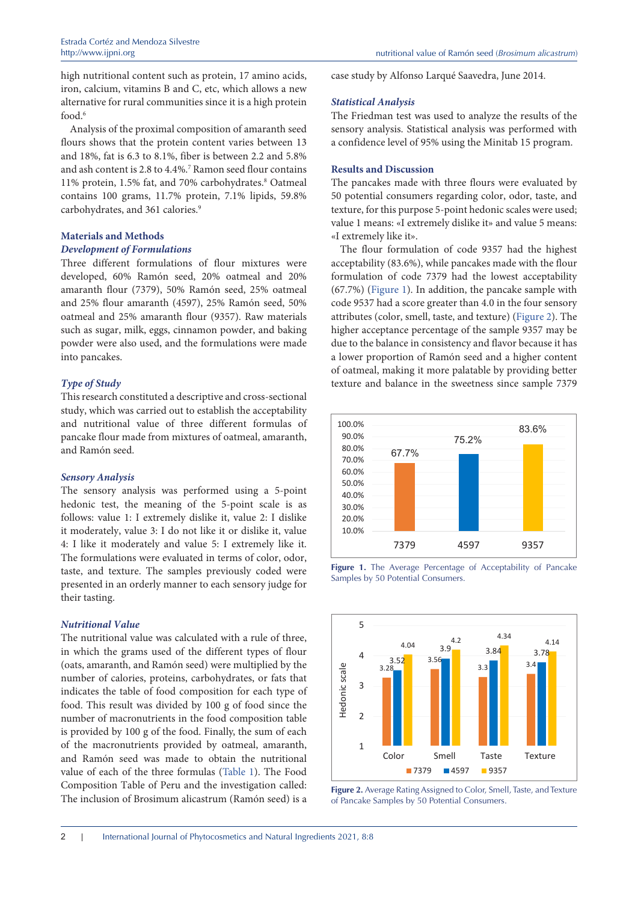high nutritional content such as protein, 17 amino acids, iron, calcium, vitamins B and C, etc, which allows a new alternative for rural communities since it is a high protein food.[6]

Analysis of the proximal composition of amaranth seed flours shows that the protein content varies between 13 and 18%, fat is 6.3 to 8.1%, fiber is between 2.2 and 5.8% and ash content is 2.8 to 4.4%.[7] Ramon seed flour contains 11% protein, 1.5% fat, and 70% carbohydrates.[8] Oatmeal contains 100 grams, 11.7% protein, 7.1% lipids, 59.8% carbohydrates, and 361 calories.[9]

## Materials and Methods

### *Development of Formulations*

Three different formulations of flour mixtures were developed, 60% Ramón seed, 20% oatmeal and 20% amaranth flour (7379), 50% Ramón seed, 25% oatmeal and 25% flour amaranth (4597), 25% Ramón seed, 50% oatmeal and 25% amaranth flour (9357). Raw materials such as sugar, milk, eggs, cinnamon powder, and baking powder were also used, and the formulations were made into pancakes.

### *Type of Study*

This research constituted a descriptive and cross-sectional study, which was carried out to establish the acceptability and nutritional value of three different formulas of pancake flour made from mixtures of oatmeal, amaranth, and Ramón seed.

### *Sensory Analysis*

The sensory analysis was performed using a 5-point hedonic test, the meaning of the 5-point scale is as follows: value 1: I extremely dislike it, value 2: I dislike it moderately, value 3: I do not like it or dislike it, value 4: I like it moderately and value 5: I extremely like it. The formulations were evaluated in terms of color, odor, taste, and texture. The samples previously coded were presented in an orderly manner to each sensory judge for their tasting.

### *Nutritional Value*

The nutritional value was calculated with a rule of three, in which the grams used of the different types of flour (oats, amaranth, and Ramón seed) were multiplied by the number of calories, proteins, carbohydrates, or fats that indicates the table of food composition for each type of food. This result was divided by 100 g of food since the number of macronutrients in the food composition table is provided by 100 g of the food. Finally, the sum of each of the macronutrients provided by oatmeal, amaranth, and Ramón seed was made to obtain the nutritional value of each of the three formulas (Table 1). The Food Composition Table of Peru and the investigation called: The inclusion of Brosimum alicastrum (Ramón seed) is a case study by Alfonso Larqué Saavedra, June 2014.

### *Statistical Analysis*

The Friedman test was used to analyze the results of the sensory analysis. Statistical analysis was performed with a confidence level of 95% using the Minitab 15 program.

## Results and Discussion

The pancakes made with three flours were evaluated by 50 potential consumers regarding color, odor, taste, and texture, for this purpose 5-point hedonic scales were used; value 1 means: «I extremely dislike it» and value 5 means: «I extremely like it».

The flour formulation of code 9357 had the highest acceptability (83.6%), while pancakes made with the flour formulation of code 7379 had the lowest acceptability (67.7%) (Figure 1). In addition, the pancake sample with code 9537 had a score greater than 4.0 in the four sensory attributes (color, smell, taste, and texture) (Figure 2). The higher acceptance percentage of the sample 9357 may be due to the balance in consistency and flavor because it has a lower proportion of Ramón seed and a higher content of oatmeal, making it more palatable by providing better texture and balance in the sweetness since sample 7379

**Figure 1.** The Average Percentage of Acceptability of Pancake Samples by 50 Potential Consumers.

**Figure 2.** Average Rating Assigned to Color, Smell, Taste, and Texture of Pancake Samples by 50 Potential Consumers.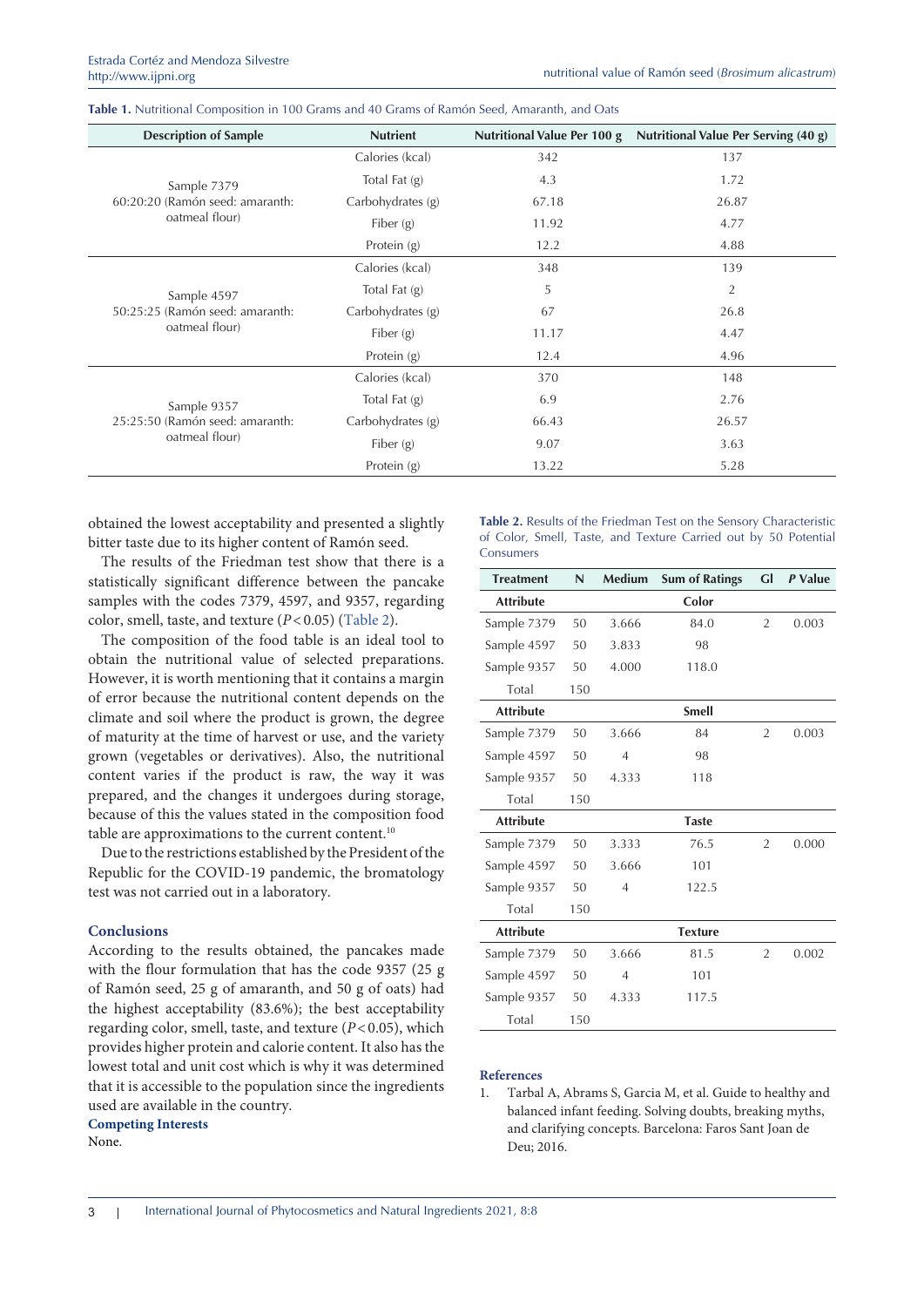**Table 1.** Nutritional Composition in 100 Grams and 40 Grams of Ramón Seed, Amaranth, and Oats

| Description of Sample | Nutrient | Nutritional Value Per 100 g | Nutritional Value Per Serving (40 g) |
|---|---|---|---|
| Sample 7379 60:20:20 (Ramón seed: amaranth: oatmeal flour) | Calories (kcal) | 342 | 137 |
| | Total Fat (g) | 4.3 | 1.72 |
| | Carbohydrates (g) | 67.18 | 26.87 |
| | Fiber (g) | 11.92 | 4.77 |
| | Protein (g) | 12.2 | 4.88 |
| Sample 4597 50:25:25 (Ramón seed: amaranth: oatmeal flour) | Calories (kcal) | 348 | 139 |
| | Total Fat (g) | 5 | 2 |
| | Carbohydrates (g) | 67 | 26.8 |
| | Fiber (g) | 11.17 | 4.47 |
| | Protein (g) | 12.4 | 4.96 |
| Sample 9357 25:25:50 (Ramón seed: amaranth: oatmeal flour) | Calories (kcal) | 370 | 148 |
| | Total Fat (g) | 6.9 | 2.76 |
| | Carbohydrates (g) | 66.43 | 26.57 |
| | Fiber (g) | 9.07 | 3.63 |
| | Protein (g) | 13.22 | 5.28 |

obtained the lowest acceptability and presented a slightly bitter taste due to its higher content of Ramón seed.

The results of the Friedman test show that there is a statistically significant difference between the pancake samples with the codes 7379, 4597, and 9357, regarding color, smell, taste, and texture ($P < 0.05$) (Table 2).

The composition of the food table is an ideal tool to obtain the nutritional value of selected preparations. However, it is worth mentioning that it contains a margin of error because the nutritional content depends on the climate and soil where the product is grown, the degree of maturity at the time of harvest or use, and the variety grown (vegetables or derivatives). Also, the nutritional content varies if the product is raw, the way it was prepared, and the changes it undergoes during storage, because of this the values stated in the composition food table are approximations to the current content.[10]

Due to the restrictions established by the President of the Republic for the COVID-19 pandemic, the bromatology test was not carried out in a laboratory.

**Table 2.** Results of the Friedman Test on the Sensory Characteristic of Color, Smell, Taste, and Texture Carried out by 50 Potential Consumers

| Treatment | N | Medium | Sum of Ratings | Gl | *P* Value |
|---|---|---|---|---|---|
| **Attribute** | | | **Color** | | |
| Sample 7379 | 50 | 3.666 | 84.0 | 2 | 0.003 |
| Sample 4597 | 50 | 3.833 | 98 | | |
| Sample 9357 | 50 | 4.000 | 118.0 | | |
| Total | 150 | | | | |
| **Attribute** | | | **Smell** | | |
| Sample 7379 | 50 | 3.666 | 84 | 2 | 0.003 |
| Sample 4597 | 50 | 4 | 98 | | |
| Sample 9357 | 50 | 4.333 | 118 | | |
| Total | 150 | | | | |
| **Attribute** | | | **Taste** | | |
| Sample 7379 | 50 | 3.333 | 76.5 | 2 | 0.000 |
| Sample 4597 | 50 | 3.666 | 101 | | |
| Sample 9357 | 50 | 4 | 122.5 | | |
| Total | 150 | | | | |
| **Attribute** | | | **Texture** | | |
| Sample 7379 | 50 | 3.666 | 81.5 | 2 | 0.002 |
| Sample 4597 | 50 | 4 | 101 | | |
| Sample 9357 | 50 | 4.333 | 117.5 | | |
| Total | 150 | | | | |

## Conclusions

According to the results obtained, the pancakes made with the flour formulation that has the code 9357 (25 g of Ramón seed, 25 g of amaranth, and 50 g of oats) had the highest acceptability (83.6%); the best acceptability regarding color, smell, taste, and texture ($P < 0.05$), which provides higher protein and calorie content. It also has the lowest total and unit cost which is why it was determined that it is accessible to the population since the ingredients used are available in the country.

## Competing Interests

None.

## References

1. Tarbal A, Abrams S, Garcia M, et al. Guide to healthy and balanced infant feeding. Solving doubts, breaking myths, and clarifying concepts. Barcelona: Faros Sant Joan de Deu; 2016.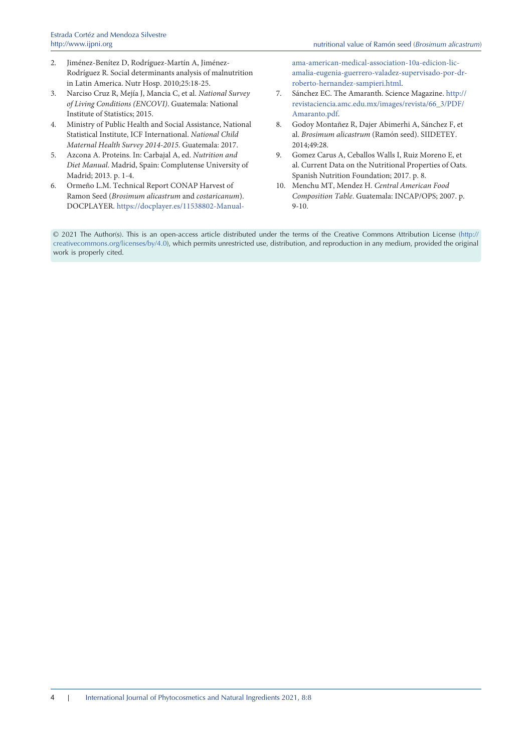2. Jiménez-Benítez D, Rodríguez-Martín A, Jiménez-Rodríguez R. Social determinants analysis of malnutrition in Latin America. Nutr Hosp. 2010;25:18-25.
3. Narciso Cruz R, Mejía J, Mancia C, et al. *National Survey of Living Conditions (ENCOVI)*. Guatemala: National Institute of Statistics; 2015.
4. Ministry of Public Health and Social Assistance, National Statistical Institute, ICF International. *National Child Maternal Health Survey 2014-2015*. Guatemala: 2017.
5. Azcona A. Proteins. In: Carbajal A, ed. *Nutrition and Diet Manual*. Madrid, Spain: Complutense University of Madrid; 2013. p. 1-4.
6. Ormeño L.M. Technical Report CONAP Harvest of Ramon Seed (*Brosimum alicastrum* and *costaricanum*). DOCPLAYER. https://docplayer.es/11538802-Manual-ama-american-medical-association-10a-edicion-lic-amalia-eugenia-guerrero-valadez-supervisado-por-dr-roberto-hernandez-sampieri.html.
7. Sánchez EC. The Amaranth. Science Magazine. http://revistaciencia.amc.edu.mx/images/revista/66_3/PDF/Amaranto.pdf.
8. Godoy Montañez R, Dajer Abimerhi A, Sánchez F, et al. *Brosimum alicastrum* (Ramón seed). SIIDETEY. 2014;49:28.
9. Gomez Carus A, Ceballos Walls I, Ruiz Moreno E, et al. Current Data on the Nutritional Properties of Oats. Spanish Nutrition Foundation; 2017. p. 8.
10. Menchu MT, Mendez H. *Central American Food Composition Table*. Guatemala: INCAP/OPS; 2007. p. 9-10.

© 2021 The Author(s). This is an open-access article distributed under the terms of the Creative Commons Attribution License (http://creativecommons.org/licenses/by/4.0), which permits unrestricted use, distribution, and reproduction in any medium, provided the original work is properly cited.